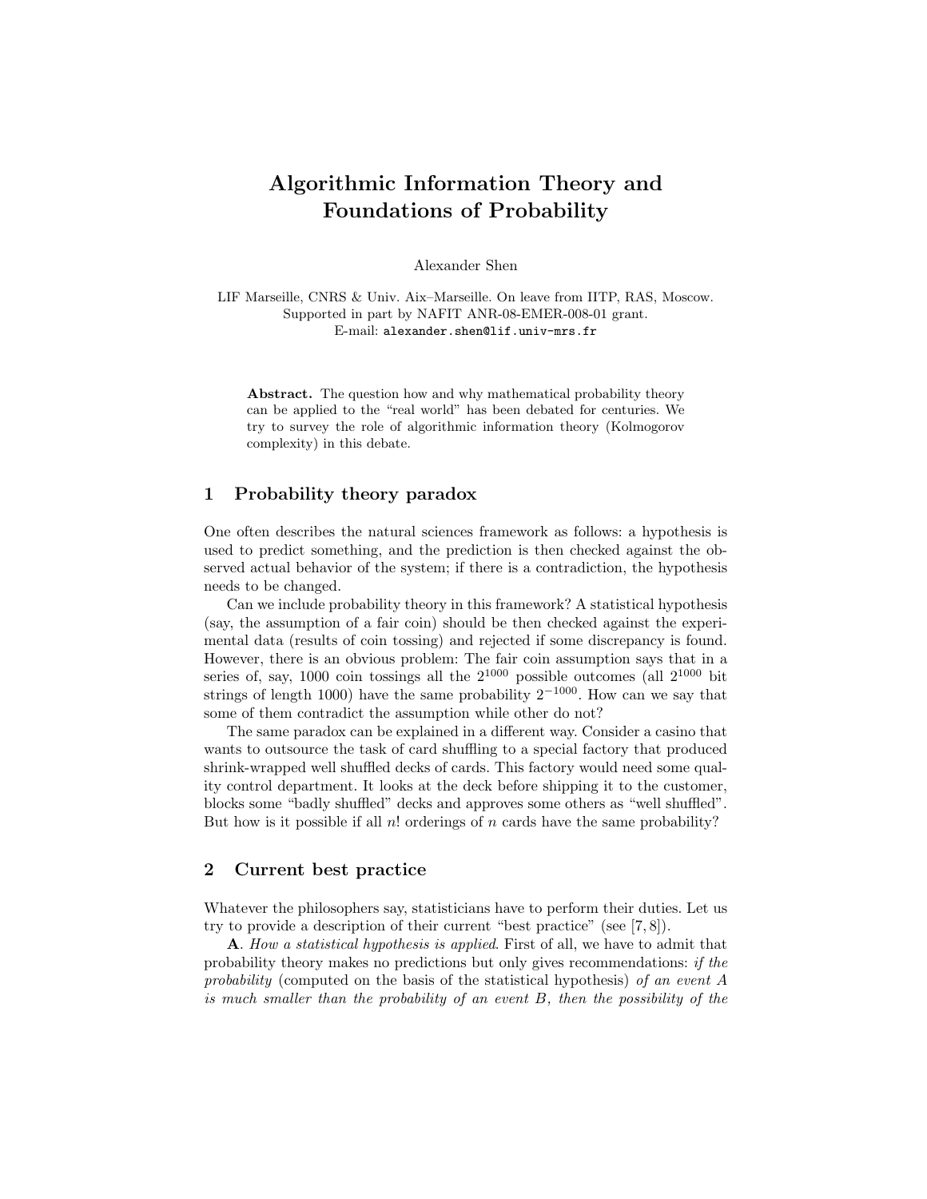# Algorithmic Information Theory and Foundations of Probability

Alexander Shen

LIF Marseille, CNRS & Univ. Aix–Marseille. On leave from IITP, RAS, Moscow.
Supported in part by NAFIT ANR-08-EMER-008-01 grant.
E-mail: alexander.shen@lif.univ-mrs.fr

**Abstract.** The question how and why mathematical probability theory can be applied to the "real world" has been debated for centuries. We try to survey the role of algorithmic information theory (Kolmogorov complexity) in this debate.

## 1 Probability theory paradox

One often describes the natural sciences framework as follows: a hypothesis is used to predict something, and the prediction is then checked against the observed actual behavior of the system; if there is a contradiction, the hypothesis needs to be changed.

Can we include probability theory in this framework? A statistical hypothesis (say, the assumption of a fair coin) should be then checked against the experimental data (results of coin tossing) and rejected if some discrepancy is found. However, there is an obvious problem: The fair coin assumption says that in a series of, say, 1000 coin tossings all the $2^{1000}$ possible outcomes (all $2^{1000}$ bit strings of length 1000) have the same probability $2^{-1000}$. How can we say that some of them contradict the assumption while other do not?

The same paradox can be explained in a different way. Consider a casino that wants to outsource the task of card shuffling to a special factory that produced shrink-wrapped well shuffled decks of cards. This factory would need some quality control department. It looks at the deck before shipping it to the customer, blocks some "badly shuffled" decks and approves some others as "well shuffled". But how is it possible if all $n!$ orderings of $n$ cards have the same probability?

## 2 Current best practice

Whatever the philosophers say, statisticians have to perform their duties. Let us try to provide a description of their current "best practice" (see [7, 8]).

**A**. *How a statistical hypothesis is applied*. First of all, we have to admit that probability theory makes no predictions but only gives recommendations: *if the probability* (computed on the basis of the statistical hypothesis) *of an event A is much smaller than the probability of an event B, then the possibility of the*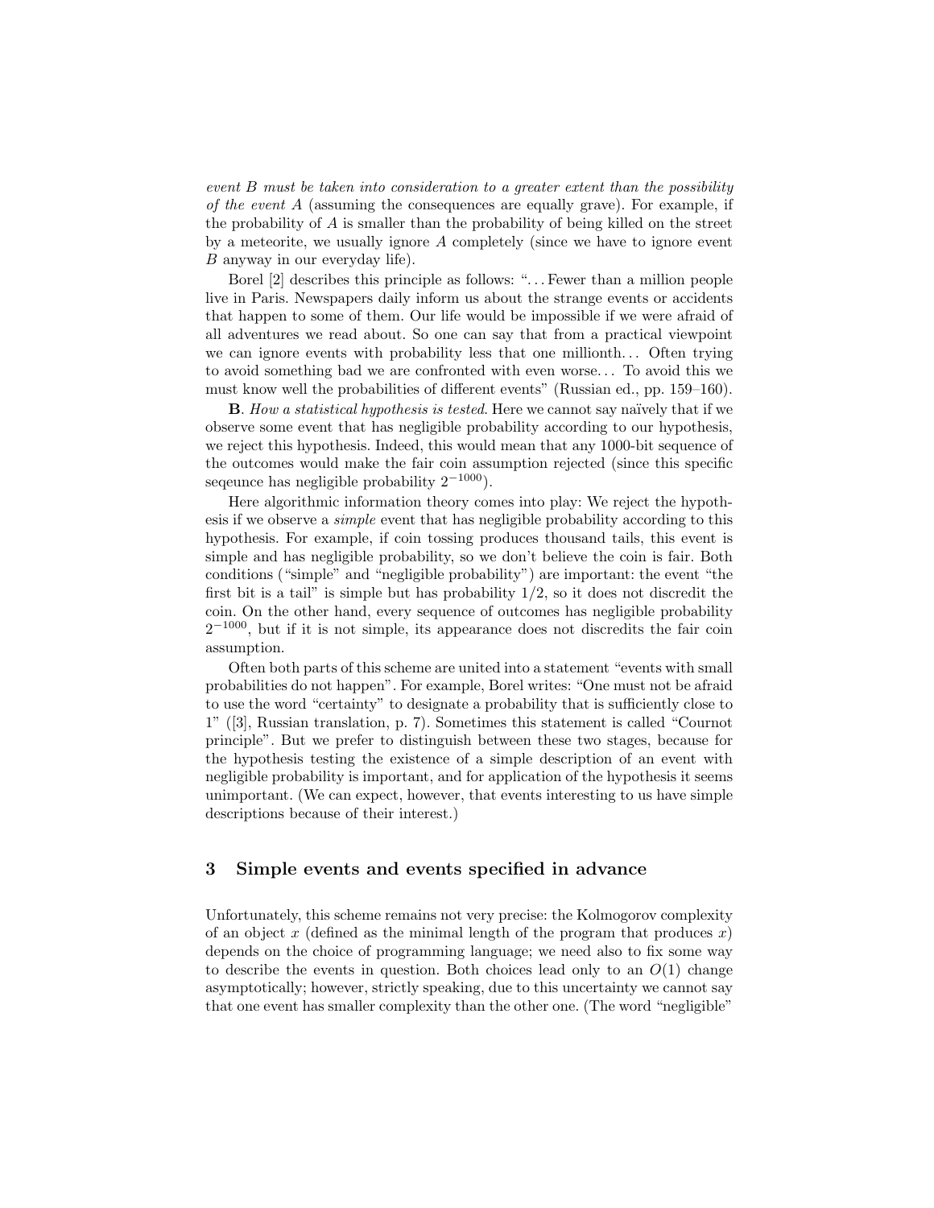*event B must be taken into consideration to a greater extent than the possibility of the event A* (assuming the consequences are equally grave). For example, if the probability of $A$ is smaller than the probability of being killed on the street by a meteorite, we usually ignore $A$ completely (since we have to ignore event $B$ anyway in our everyday life).

Borel [2] describes this principle as follows: "...Fewer than a million people live in Paris. Newspapers daily inform us about the strange events or accidents that happen to some of them. Our life would be impossible if we were afraid of all adventures we read about. So one can say that from a practical viewpoint we can ignore events with probability less that one millionth... Often trying to avoid something bad we are confronted with even worse... To avoid this we must know well the probabilities of different events" (Russian ed., pp. 159–160).

**B**. *How a statistical hypothesis is tested*. Here we cannot say naïvely that if we observe some event that has negligible probability according to our hypothesis, we reject this hypothesis. Indeed, this would mean that any 1000-bit sequence of the outcomes would make the fair coin assumption rejected (since this specific seqeunce has negligible probability $2^{-1000}$).

Here algorithmic information theory comes into play: We reject the hypothesis if we observe a *simple* event that has negligible probability according to this hypothesis. For example, if coin tossing produces thousand tails, this event is simple and has negligible probability, so we don't believe the coin is fair. Both conditions ("simple" and "negligible probability") are important: the event "the first bit is a tail" is simple but has probability $1/2$, so it does not discredit the coin. On the other hand, every sequence of outcomes has negligible probability $2^{-1000}$, but if it is not simple, its appearance does not discredits the fair coin assumption.

Often both parts of this scheme are united into a statement "events with small probabilities do not happen". For example, Borel writes: "One must not be afraid to use the word "certainty" to designate a probability that is sufficiently close to 1" ([3], Russian translation, p. 7). Sometimes this statement is called "Cournot principle". But we prefer to distinguish between these two stages, because for the hypothesis testing the existence of a simple description of an event with negligible probability is important, and for application of the hypothesis it seems unimportant. (We can expect, however, that events interesting to us have simple descriptions because of their interest.)

## 3 Simple events and events specified in advance

Unfortunately, this scheme remains not very precise: the Kolmogorov complexity of an object $x$ (defined as the minimal length of the program that produces $x$) depends on the choice of programming language; we need also to fix some way to describe the events in question. Both choices lead only to an $O(1)$ change asymptotically; however, strictly speaking, due to this uncertainty we cannot say that one event has smaller complexity than the other one. (The word "negligible"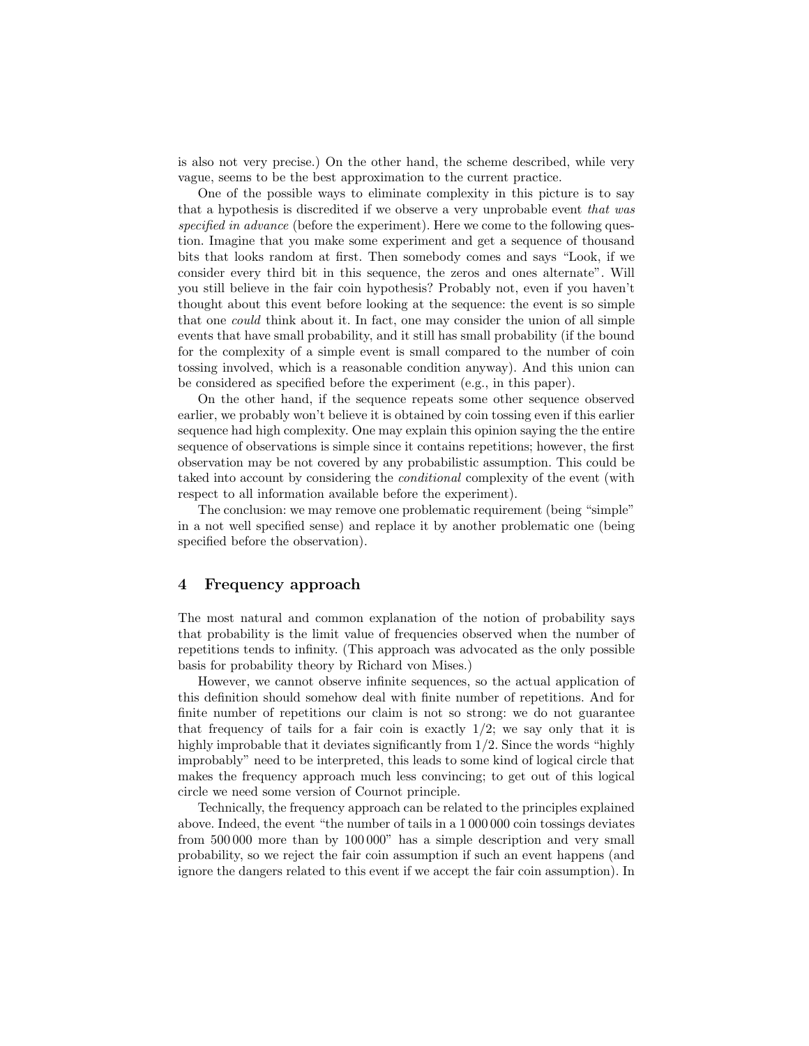is also not very precise.) On the other hand, the scheme described, while very vague, seems to be the best approximation to the current practice.

One of the possible ways to eliminate complexity in this picture is to say that a hypothesis is discredited if we observe a very unprobable event *that was specified in advance* (before the experiment). Here we come to the following question. Imagine that you make some experiment and get a sequence of thousand bits that looks random at first. Then somebody comes and says "Look, if we consider every third bit in this sequence, the zeros and ones alternate". Will you still believe in the fair coin hypothesis? Probably not, even if you haven't thought about this event before looking at the sequence: the event is so simple that one *could* think about it. In fact, one may consider the union of all simple events that have small probability, and it still has small probability (if the bound for the complexity of a simple event is small compared to the number of coin tossing involved, which is a reasonable condition anyway). And this union can be considered as specified before the experiment (e.g., in this paper).

On the other hand, if the sequence repeats some other sequence observed earlier, we probably won't believe it is obtained by coin tossing even if this earlier sequence had high complexity. One may explain this opinion saying the the entire sequence of observations is simple since it contains repetitions; however, the first observation may be not covered by any probabilistic assumption. This could be taked into account by considering the *conditional* complexity of the event (with respect to all information available before the experiment).

The conclusion: we may remove one problematic requirement (being "simple" in a not well specified sense) and replace it by another problematic one (being specified before the observation).

## 4 Frequency approach

The most natural and common explanation of the notion of probability says that probability is the limit value of frequencies observed when the number of repetitions tends to infinity. (This approach was advocated as the only possible basis for probability theory by Richard von Mises.)

However, we cannot observe infinite sequences, so the actual application of this definition should somehow deal with finite number of repetitions. And for finite number of repetitions our claim is not so strong: we do not guarantee that frequency of tails for a fair coin is exactly $1/2$; we say only that it is highly improbable that it deviates significantly from $1/2$. Since the words "highly improbably" need to be interpreted, this leads to some kind of logical circle that makes the frequency approach much less convincing; to get out of this logical circle we need some version of Cournot principle.

Technically, the frequency approach can be related to the principles explained above. Indeed, the event "the number of tails in a 1 000 000 coin tossings deviates from 500 000 more than by 100 000" has a simple description and very small probability, so we reject the fair coin assumption if such an event happens (and ignore the dangers related to this event if we accept the fair coin assumption). In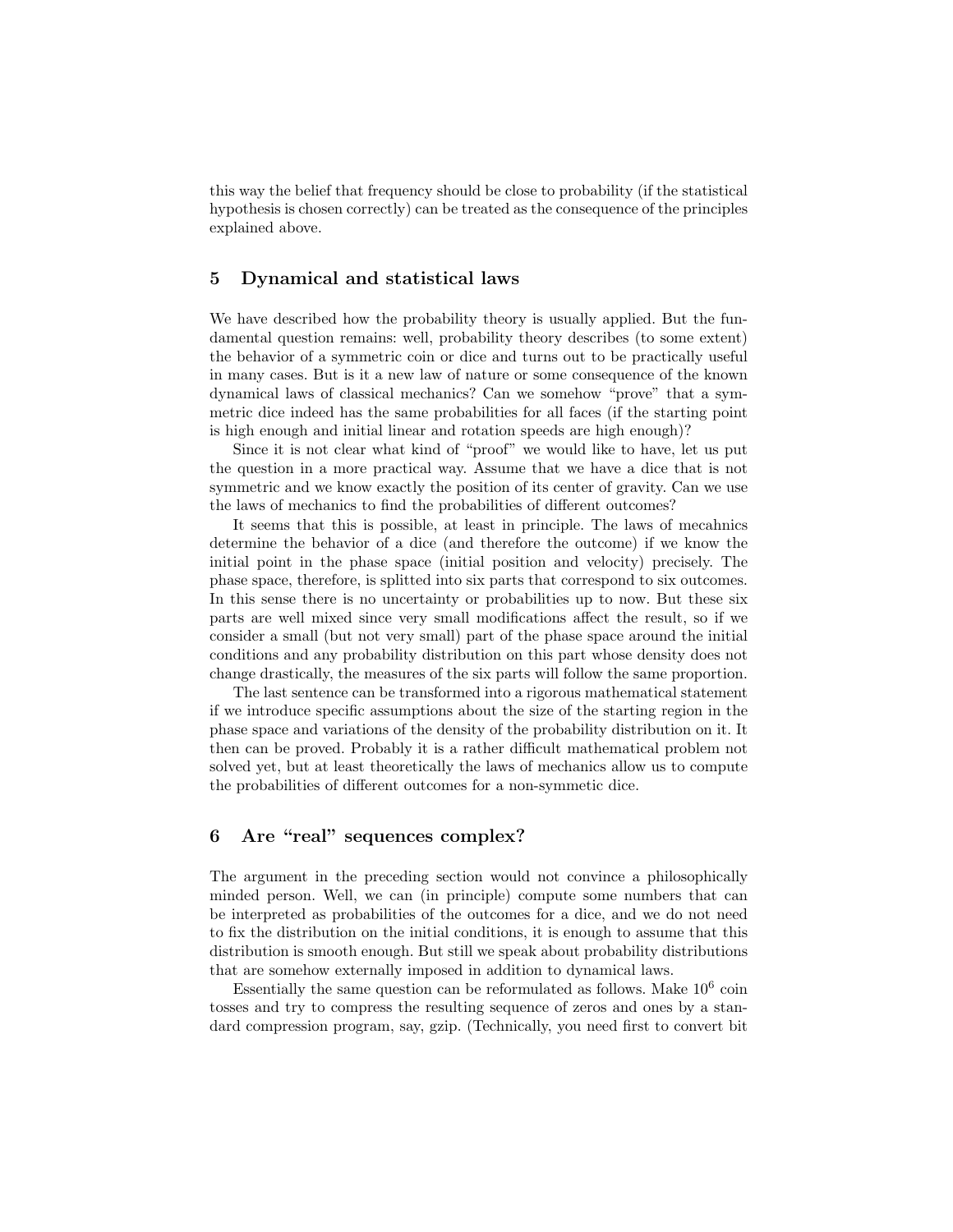this way the belief that frequency should be close to probability (if the statistical hypothesis is chosen correctly) can be treated as the consequence of the principles explained above.

## 5 Dynamical and statistical laws

We have described how the probability theory is usually applied. But the fundamental question remains: well, probability theory describes (to some extent) the behavior of a symmetric coin or dice and turns out to be practically useful in many cases. But is it a new law of nature or some consequence of the known dynamical laws of classical mechanics? Can we somehow "prove" that a symmetric dice indeed has the same probabilities for all faces (if the starting point is high enough and initial linear and rotation speeds are high enough)?

Since it is not clear what kind of "proof" we would like to have, let us put the question in a more practical way. Assume that we have a dice that is not symmetric and we know exactly the position of its center of gravity. Can we use the laws of mechanics to find the probabilities of different outcomes?

It seems that this is possible, at least in principle. The laws of mecahnics determine the behavior of a dice (and therefore the outcome) if we know the initial point in the phase space (initial position and velocity) precisely. The phase space, therefore, is splitted into six parts that correspond to six outcomes. In this sense there is no uncertainty or probabilities up to now. But these six parts are well mixed since very small modifications affect the result, so if we consider a small (but not very small) part of the phase space around the initial conditions and any probability distribution on this part whose density does not change drastically, the measures of the six parts will follow the same proportion.

The last sentence can be transformed into a rigorous mathematical statement if we introduce specific assumptions about the size of the starting region in the phase space and variations of the density of the probability distribution on it. It then can be proved. Probably it is a rather difficult mathematical problem not solved yet, but at least theoretically the laws of mechanics allow us to compute the probabilities of different outcomes for a non-symmetic dice.

## 6 Are "real" sequences complex?

The argument in the preceding section would not convince a philosophically minded person. Well, we can (in principle) compute some numbers that can be interpreted as probabilities of the outcomes for a dice, and we do not need to fix the distribution on the initial conditions, it is enough to assume that this distribution is smooth enough. But still we speak about probability distributions that are somehow externally imposed in addition to dynamical laws.

Essentially the same question can be reformulated as follows. Make $10^6$ coin tosses and try to compress the resulting sequence of zeros and ones by a standard compression program, say, gzip. (Technically, you need first to convert bit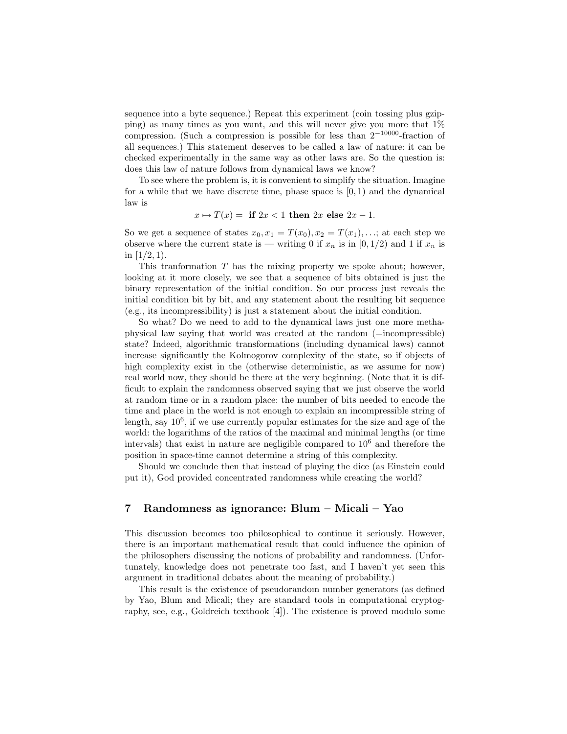sequence into a byte sequence.) Repeat this experiment (coin tossing plus gzipping) as many times as you want, and this will never give you more that 1% compression. (Such a compression is possible for less than $2^{-10000}$-fraction of all sequences.) This statement deserves to be called a law of nature: it can be checked experimentally in the same way as other laws are. So the question is: does this law of nature follows from dynamical laws we know?

To see where the problem is, it is convenient to simplify the situation. Imagine for a while that we have discrete time, phase space is $[0, 1)$ and the dynamical law is

$$x \mapsto T(x) = \textbf{ if } 2x < 1 \textbf{ then } 2x \textbf{ else } 2x - 1.$$

So we get a sequence of states $x_0, x_1 = T(x_0), x_2 = T(x_1), \ldots$; at each step we observe where the current state is — writing 0 if $x_n$ is in $[0, 1/2)$ and 1 if $x_n$ is in $[1/2, 1)$.

This tranformation $T$ has the mixing property we spoke about; however, looking at it more closely, we see that a sequence of bits obtained is just the binary representation of the initial condition. So our process just reveals the initial condition bit by bit, and any statement about the resulting bit sequence (e.g., its incompressibility) is just a statement about the initial condition.

So what? Do we need to add to the dynamical laws just one more methaphysical law saying that world was created at the random (=incompressible) state? Indeed, algorithmic transformations (including dynamical laws) cannot increase significantly the Kolmogorov complexity of the state, so if objects of high complexity exist in the (otherwise deterministic, as we assume for now) real world now, they should be there at the very beginning. (Note that it is difficult to explain the randomness observed saying that we just observe the world at random time or in a random place: the number of bits needed to encode the time and place in the world is not enough to explain an incompressible string of length, say $10^6$, if we use currently popular estimates for the size and age of the world: the logarithms of the ratios of the maximal and minimal lengths (or time intervals) that exist in nature are negligible compared to $10^6$ and therefore the position in space-time cannot determine a string of this complexity.

Should we conclude then that instead of playing the dice (as Einstein could put it), God provided concentrated randomness while creating the world?

## 7 Randomness as ignorance: Blum – Micali – Yao

This discussion becomes too philosophical to continue it seriously. However, there is an important mathematical result that could influence the opinion of the philosophers discussing the notions of probability and randomness. (Unfortunately, knowledge does not penetrate too fast, and I haven't yet seen this argument in traditional debates about the meaning of probability.)

This result is the existence of pseudorandom number generators (as defined by Yao, Blum and Micali; they are standard tools in computational cryptography, see, e.g., Goldreich textbook [4]). The existence is proved modulo some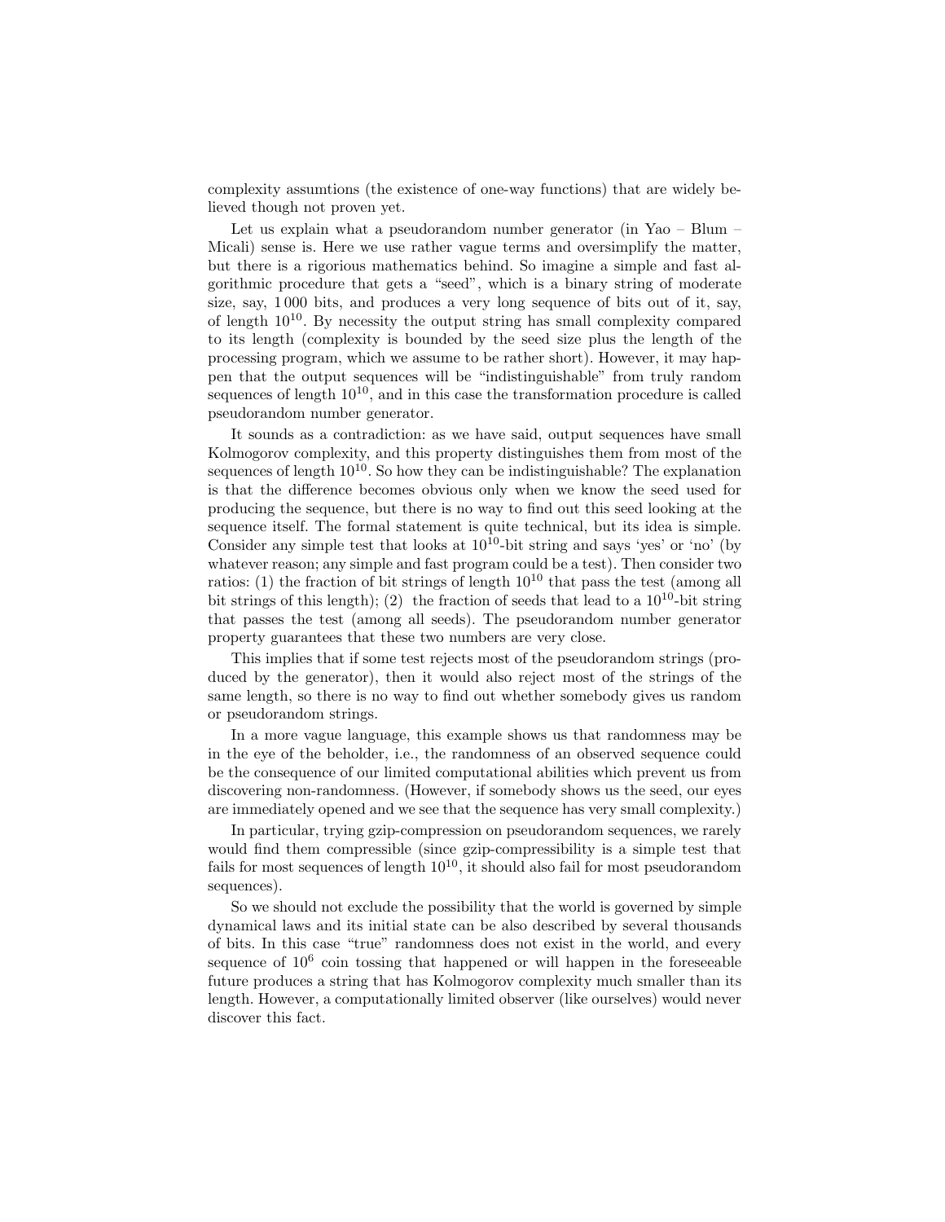complexity assumtions (the existence of one-way functions) that are widely believed though not proven yet.

Let us explain what a pseudorandom number generator (in Yao – Blum – Micali) sense is. Here we use rather vague terms and oversimplify the matter, but there is a rigorous mathematics behind. So imagine a simple and fast algorithmic procedure that gets a "seed", which is a binary string of moderate size, say, 1 000 bits, and produces a very long sequence of bits out of it, say, of length $10^{10}$. By necessity the output string has small complexity compared to its length (complexity is bounded by the seed size plus the length of the processing program, which we assume to be rather short). However, it may happen that the output sequences will be "indistinguishable" from truly random sequences of length $10^{10}$, and in this case the transformation procedure is called pseudorandom number generator.

It sounds as a contradiction: as we have said, output sequences have small Kolmogorov complexity, and this property distinguishes them from most of the sequences of length $10^{10}$. So how they can be indistinguishable? The explanation is that the difference becomes obvious only when we know the seed used for producing the sequence, but there is no way to find out this seed looking at the sequence itself. The formal statement is quite technical, but its idea is simple. Consider any simple test that looks at $10^{10}$-bit string and says 'yes' or 'no' (by whatever reason; any simple and fast program could be a test). Then consider two ratios: (1) the fraction of bit strings of length $10^{10}$ that pass the test (among all bit strings of this length); (2) the fraction of seeds that lead to a $10^{10}$-bit string that passes the test (among all seeds). The pseudorandom number generator property guarantees that these two numbers are very close.

This implies that if some test rejects most of the pseudorandom strings (produced by the generator), then it would also reject most of the strings of the same length, so there is no way to find out whether somebody gives us random or pseudorandom strings.

In a more vague language, this example shows us that randomness may be in the eye of the beholder, i.e., the randomness of an observed sequence could be the consequence of our limited computational abilities which prevent us from discovering non-randomness. (However, if somebody shows us the seed, our eyes are immediately opened and we see that the sequence has very small complexity.)

In particular, trying gzip-compression on pseudorandom sequences, we rarely would find them compressible (since gzip-compressibility is a simple test that fails for most sequences of length $10^{10}$, it should also fail for most pseudorandom sequences).

So we should not exclude the possibility that the world is governed by simple dynamical laws and its initial state can be also described by several thousands of bits. In this case "true" randomness does not exist in the world, and every sequence of $10^6$ coin tossing that happened or will happen in the foreseeable future produces a string that has Kolmogorov complexity much smaller than its length. However, a computationally limited observer (like ourselves) would never discover this fact.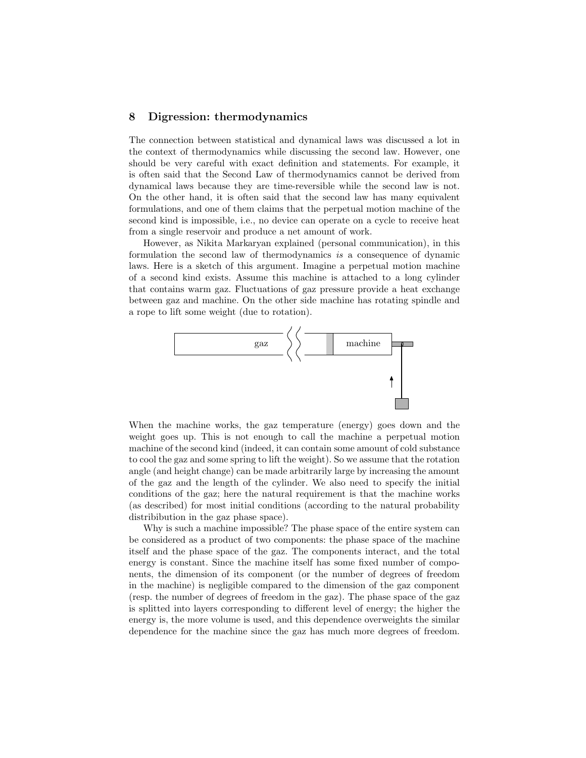## 8 Digression: thermodynamics

The connection between statistical and dynamical laws was discussed a lot in the context of thermodynamics while discussing the second law. However, one should be very careful with exact definition and statements. For example, it is often said that the Second Law of thermodynamics cannot be derived from dynamical laws because they are time-reversible while the second law is not. On the other hand, it is often said that the second law has many equivalent formulations, and one of them claims that the perpetual motion machine of the second kind is impossible, i.e., no device can operate on a cycle to receive heat from a single reservoir and produce a net amount of work.

However, as Nikita Markaryan explained (personal communication), in this formulation the second law of thermodynamics *is* a consequence of dynamic laws. Here is a sketch of this argument. Imagine a perpetual motion machine of a second kind exists. Assume this machine is attached to a long cylinder that contains warm gaz. Fluctuations of gaz pressure provide a heat exchange between gaz and machine. On the other side machine has rotating spindle and a rope to lift some weight (due to rotation).

gaz

machine

When the machine works, the gaz temperature (energy) goes down and the weight goes up. This is not enough to call the machine a perpetual motion machine of the second kind (indeed, it can contain some amount of cold substance to cool the gaz and some spring to lift the weight). So we assume that the rotation angle (and height change) can be made arbitrarily large by increasing the amount of the gaz and the length of the cylinder. We also need to specify the initial conditions of the gaz; here the natural requirement is that the machine works (as described) for most initial conditions (according to the natural probability distribibution in the gaz phase space).

Why is such a machine impossible? The phase space of the entire system can be considered as a product of two components: the phase space of the machine itself and the phase space of the gaz. The components interact, and the total energy is constant. Since the machine itself has some fixed number of components, the dimension of its component (or the number of degrees of freedom in the machine) is negligible compared to the dimension of the gaz component (resp. the number of degrees of freedom in the gaz). The phase space of the gaz is splitted into layers corresponding to different level of energy; the higher the energy is, the more volume is used, and this dependence overweights the similar dependence for the machine since the gaz has much more degrees of freedom.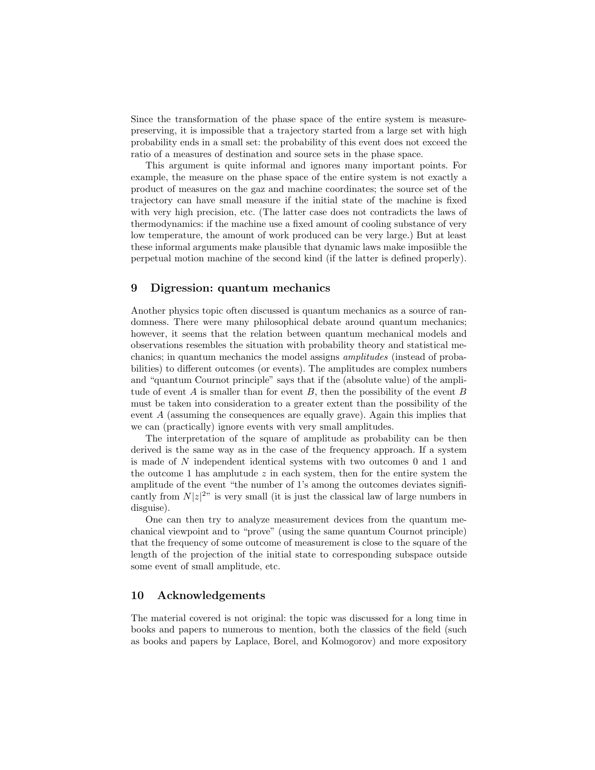Since the transformation of the phase space of the entire system is measure-preserving, it is impossible that a trajectory started from a large set with high probability ends in a small set: the probability of this event does not exceed the ratio of a measures of destination and source sets in the phase space.

This argument is quite informal and ignores many important points. For example, the measure on the phase space of the entire system is not exactly a product of measures on the gaz and machine coordinates; the source set of the trajectory can have small measure if the initial state of the machine is fixed with very high precision, etc. (The latter case does not contradicts the laws of thermodynamics: if the machine use a fixed amount of cooling substance of very low temperature, the amount of work produced can be very large.) But at least these informal arguments make plausible that dynamic laws make imposiible the perpetual motion machine of the second kind (if the latter is defined properly).

## 9 Digression: quantum mechanics

Another physics topic often discussed is quantum mechanics as a source of randomness. There were many philosophical debate around quantum mechanics; however, it seems that the relation between quantum mechanical models and observations resembles the situation with probability theory and statistical mechanics; in quantum mechanics the model assigns *amplitudes* (instead of probabilities) to different outcomes (or events). The amplitudes are complex numbers and "quantum Cournot principle" says that if the (absolute value) of the amplitude of event $A$ is smaller than for event $B$, then the possibility of the event $B$ must be taken into consideration to a greater extent than the possibility of the event $A$ (assuming the consequences are equally grave). Again this implies that we can (practically) ignore events with very small amplitudes.

The interpretation of the square of amplitude as probability can be then derived is the same way as in the case of the frequency approach. If a system is made of $N$ independent identical systems with two outcomes 0 and 1 and the outcome 1 has amplutude $z$ in each system, then for the entire system the amplitude of the event "the number of 1's among the outcomes deviates significantly from $N|z|^2$" is very small (it is just the classical law of large numbers in disguise).

One can then try to analyze measurement devices from the quantum mechanical viewpoint and to "prove" (using the same quantum Cournot principle) that the frequency of some outcome of measurement is close to the square of the length of the projection of the initial state to corresponding subspace outside some event of small amplitude, etc.

## 10 Acknowledgements

The material covered is not original: the topic was discussed for a long time in books and papers to numerous to mention, both the classics of the field (such as books and papers by Laplace, Borel, and Kolmogorov) and more expository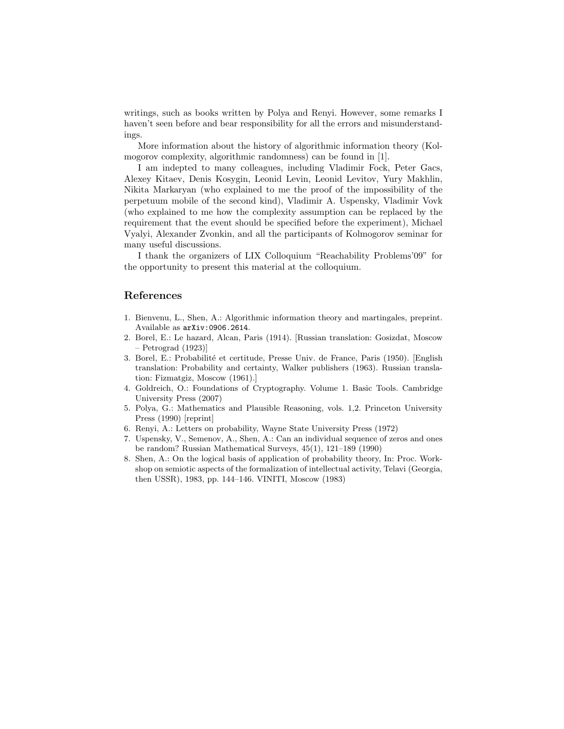writings, such as books written by Polya and Renyi. However, some remarks I haven't seen before and bear responsibility for all the errors and misunderstandings.

More information about the history of algorithmic information theory (Kolmogorov complexity, algorithmic randomness) can be found in [1].

I am indepted to many colleagues, including Vladimir Fock, Peter Gacs, Alexey Kitaev, Denis Kosygin, Leonid Levin, Leonid Levitov, Yury Makhlin, Nikita Markaryan (who explained to me the proof of the impossibility of the perpetuum mobile of the second kind), Vladimir A. Uspensky, Vladimir Vovk (who explained to me how the complexity assumption can be replaced by the requirement that the event should be specified before the experiment), Michael Vyalyi, Alexander Zvonkin, and all the participants of Kolmogorov seminar for many useful discussions.

I thank the organizers of LIX Colloquium "Reachability Problems'09" for the opportunity to present this material at the colloquium.

## References

1. Bienvenu, L., Shen, A.: Algorithmic information theory and martingales, preprint. Available as `arXiv:0906.2614`.
2. Borel, E.: Le hazard, Alcan, Paris (1914). [Russian translation: Gosizdat, Moscow – Petrograd (1923)]
3. Borel, E.: Probabilité et certitude, Presse Univ. de France, Paris (1950). [English translation: Probability and certainty, Walker publishers (1963). Russian translation: Fizmatgiz, Moscow (1961).]
4. Goldreich, O.: Foundations of Cryptography. Volume 1. Basic Tools. Cambridge University Press (2007)
5. Polya, G.: Mathematics and Plausible Reasoning, vols. 1,2. Princeton University Press (1990) [reprint]
6. Renyi, A.: Letters on probability, Wayne State University Press (1972)
7. Uspensky, V., Semenov, A., Shen, A.: Can an individual sequence of zeros and ones be random? Russian Mathematical Surveys, 45(1), 121–189 (1990)
8. Shen, A.: On the logical basis of application of probability theory, In: Proc. Workshop on semiotic aspects of the formalization of intellectual activity, Telavi (Georgia, then USSR), 1983, pp. 144–146. VINITI, Moscow (1983)